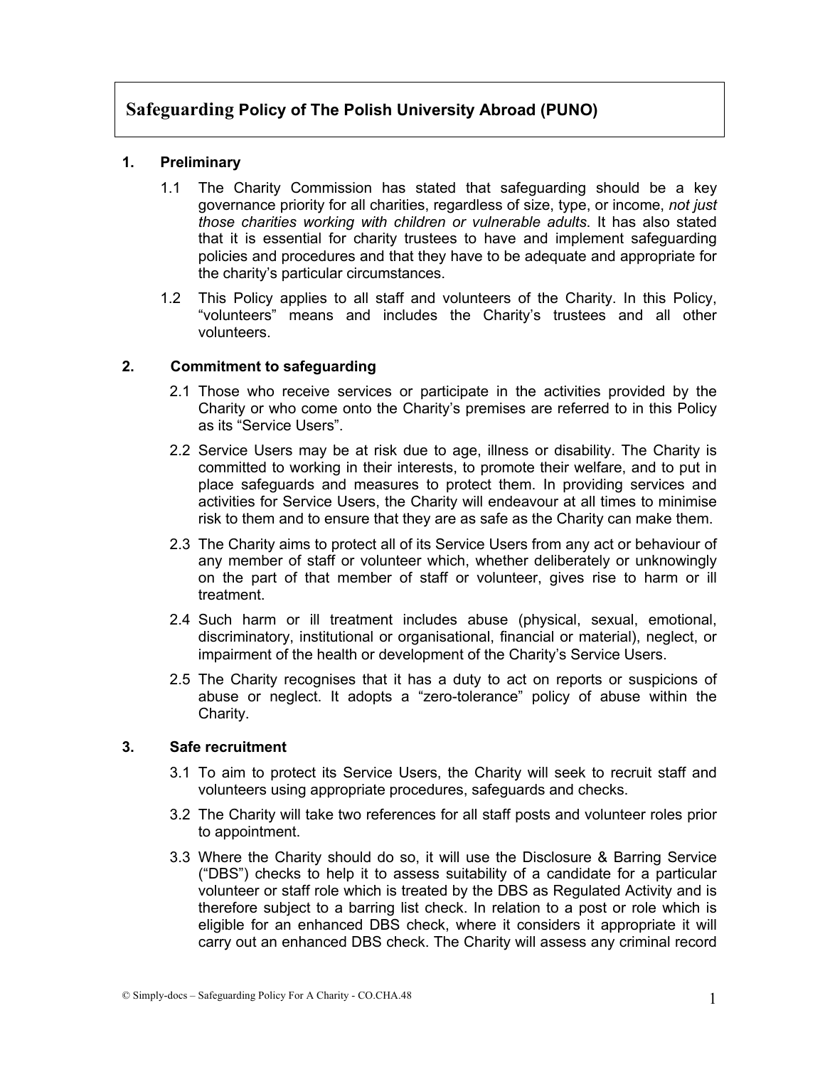# Safeguarding Policy of The Polish University Abroad (PUNO)

## 1. Preliminary

1.1 The Charity Commission has stated that safeguarding should be a key governance priority for all charities, regardless of size, type, or income, *not just those charities working with children or vulnerable adults*. It has also stated that it is essential for charity trustees to have and implement safeguarding policies and procedures and that they have to be adequate and appropriate for the charity's particular circumstances.

1.2 This Policy applies to all staff and volunteers of the Charity. In this Policy, "volunteers" means and includes the Charity's trustees and all other volunteers.

## 2. Commitment to safeguarding

2.1 Those who receive services or participate in the activities provided by the Charity or who come onto the Charity's premises are referred to in this Policy as its "Service Users".

2.2 Service Users may be at risk due to age, illness or disability. The Charity is committed to working in their interests, to promote their welfare, and to put in place safeguards and measures to protect them. In providing services and activities for Service Users, the Charity will endeavour at all times to minimise risk to them and to ensure that they are as safe as the Charity can make them.

2.3 The Charity aims to protect all of its Service Users from any act or behaviour of any member of staff or volunteer which, whether deliberately or unknowingly on the part of that member of staff or volunteer, gives rise to harm or ill treatment.

2.4 Such harm or ill treatment includes abuse (physical, sexual, emotional, discriminatory, institutional or organisational, financial or material), neglect, or impairment of the health or development of the Charity's Service Users.

2.5 The Charity recognises that it has a duty to act on reports or suspicions of abuse or neglect. It adopts a "zero-tolerance" policy of abuse within the Charity.

## 3. Safe recruitment

3.1 To aim to protect its Service Users, the Charity will seek to recruit staff and volunteers using appropriate procedures, safeguards and checks.

3.2 The Charity will take two references for all staff posts and volunteer roles prior to appointment.

3.3 Where the Charity should do so, it will use the Disclosure & Barring Service ("DBS") checks to help it to assess suitability of a candidate for a particular volunteer or staff role which is treated by the DBS as Regulated Activity and is therefore subject to a barring list check. In relation to a post or role which is eligible for an enhanced DBS check, where it considers it appropriate it will carry out an enhanced DBS check. The Charity will assess any criminal record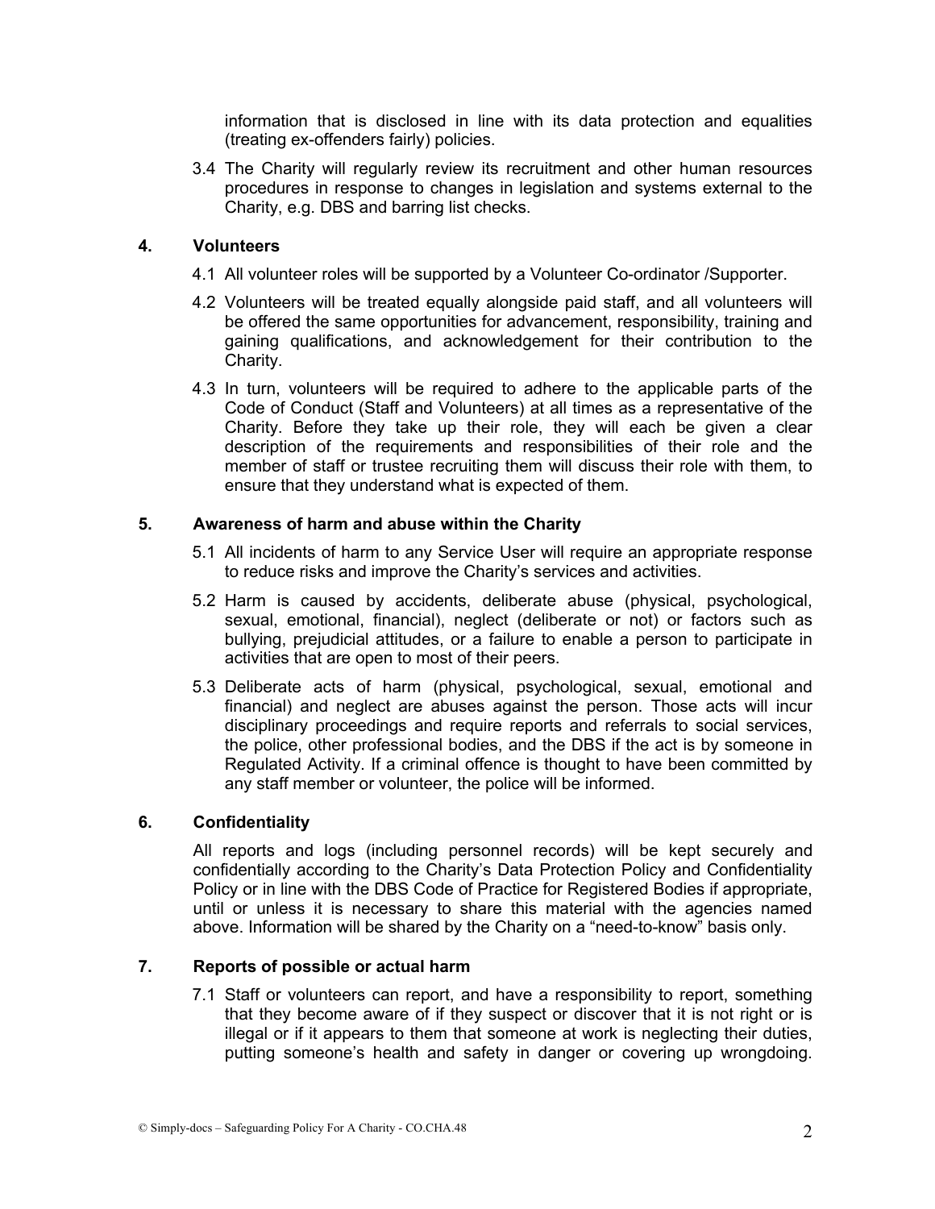information that is disclosed in line with its data protection and equalities (treating ex-offenders fairly) policies.

3.4 The Charity will regularly review its recruitment and other human resources procedures in response to changes in legislation and systems external to the Charity, e.g. DBS and barring list checks.

## 4. Volunteers

4.1 All volunteer roles will be supported by a Volunteer Co-ordinator /Supporter.

4.2 Volunteers will be treated equally alongside paid staff, and all volunteers will be offered the same opportunities for advancement, responsibility, training and gaining qualifications, and acknowledgement for their contribution to the Charity.

4.3 In turn, volunteers will be required to adhere to the applicable parts of the Code of Conduct (Staff and Volunteers) at all times as a representative of the Charity. Before they take up their role, they will each be given a clear description of the requirements and responsibilities of their role and the member of staff or trustee recruiting them will discuss their role with them, to ensure that they understand what is expected of them.

## 5. Awareness of harm and abuse within the Charity

5.1 All incidents of harm to any Service User will require an appropriate response to reduce risks and improve the Charity's services and activities.

5.2 Harm is caused by accidents, deliberate abuse (physical, psychological, sexual, emotional, financial), neglect (deliberate or not) or factors such as bullying, prejudicial attitudes, or a failure to enable a person to participate in activities that are open to most of their peers.

5.3 Deliberate acts of harm (physical, psychological, sexual, emotional and financial) and neglect are abuses against the person. Those acts will incur disciplinary proceedings and require reports and referrals to social services, the police, other professional bodies, and the DBS if the act is by someone in Regulated Activity. If a criminal offence is thought to have been committed by any staff member or volunteer, the police will be informed.

## 6. Confidentiality

All reports and logs (including personnel records) will be kept securely and confidentially according to the Charity's Data Protection Policy and Confidentiality Policy or in line with the DBS Code of Practice for Registered Bodies if appropriate, until or unless it is necessary to share this material with the agencies named above. Information will be shared by the Charity on a "need-to-know" basis only.

## 7. Reports of possible or actual harm

7.1 Staff or volunteers can report, and have a responsibility to report, something that they become aware of if they suspect or discover that it is not right or is illegal or if it appears to them that someone at work is neglecting their duties, putting someone's health and safety in danger or covering up wrongdoing.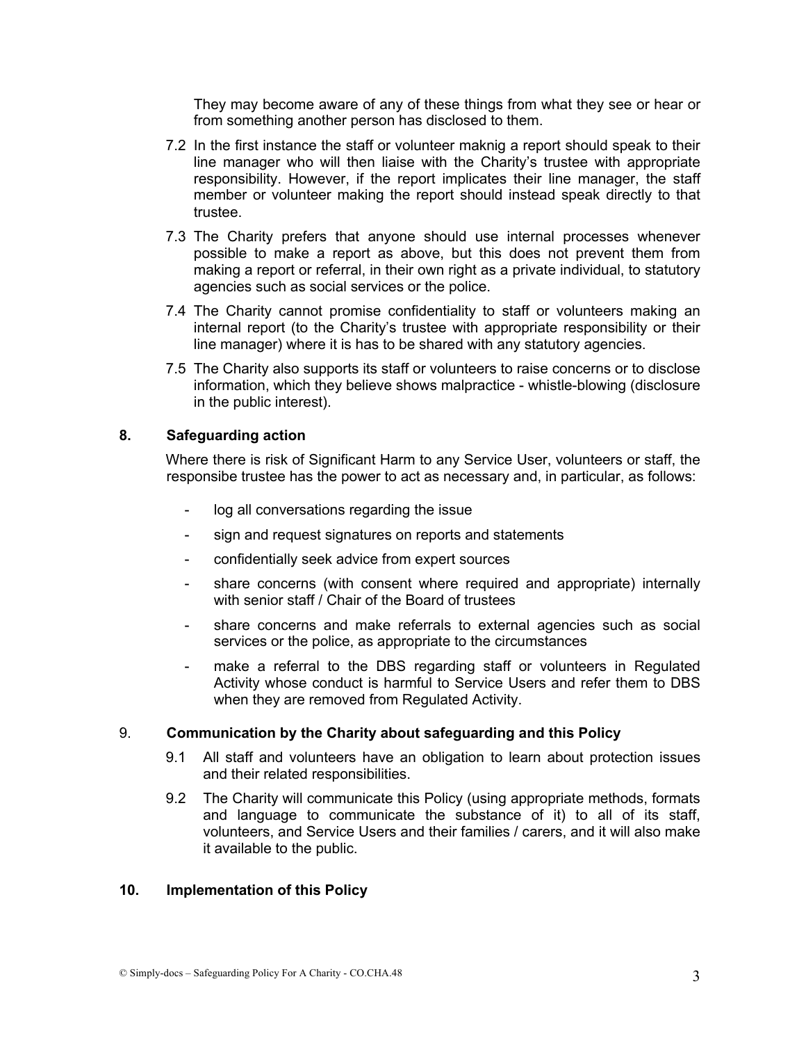They may become aware of any of these things from what they see or hear or from something another person has disclosed to them.

7.2 In the first instance the staff or volunteer maknig a report should speak to their line manager who will then liaise with the Charity's trustee with appropriate responsibility. However, if the report implicates their line manager, the staff member or volunteer making the report should instead speak directly to that trustee.

7.3 The Charity prefers that anyone should use internal processes whenever possible to make a report as above, but this does not prevent them from making a report or referral, in their own right as a private individual, to statutory agencies such as social services or the police.

7.4 The Charity cannot promise confidentiality to staff or volunteers making an internal report (to the Charity's trustee with appropriate responsibility or their line manager) where it is has to be shared with any statutory agencies.

7.5 The Charity also supports its staff or volunteers to raise concerns or to disclose information, which they believe shows malpractice - whistle-blowing (disclosure in the public interest).

## 8. Safeguarding action

Where there is risk of Significant Harm to any Service User, volunteers or staff, the responsibe trustee has the power to act as necessary and, in particular, as follows:

- log all conversations regarding the issue
- sign and request signatures on reports and statements
- confidentially seek advice from expert sources
- share concerns (with consent where required and appropriate) internally with senior staff / Chair of the Board of trustees
- share concerns and make referrals to external agencies such as social services or the police, as appropriate to the circumstances
- make a referral to the DBS regarding staff or volunteers in Regulated Activity whose conduct is harmful to Service Users and refer them to DBS when they are removed from Regulated Activity.

## 9. Communication by the Charity about safeguarding and this Policy

9.1 All staff and volunteers have an obligation to learn about protection issues and their related responsibilities.

9.2 The Charity will communicate this Policy (using appropriate methods, formats and language to communicate the substance of it) to all of its staff, volunteers, and Service Users and their families / carers, and it will also make it available to the public.

## 10. Implementation of this Policy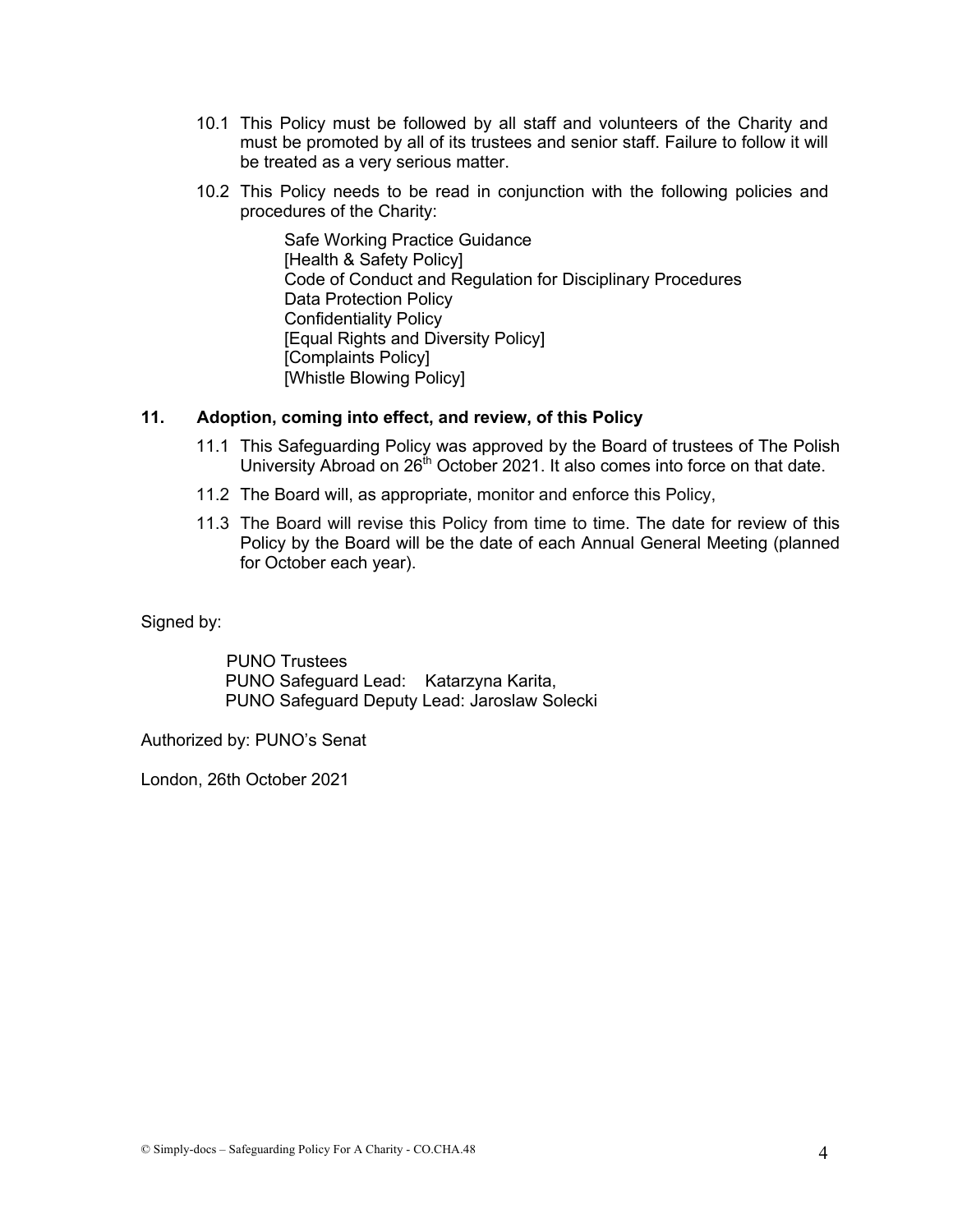10.1 This Policy must be followed by all staff and volunteers of the Charity and must be promoted by all of its trustees and senior staff. Failure to follow it will be treated as a very serious matter.

10.2 This Policy needs to be read in conjunction with the following policies and procedures of the Charity:

Safe Working Practice Guidance
[Health & Safety Policy]
Code of Conduct and Regulation for Disciplinary Procedures
Data Protection Policy
Confidentiality Policy
[Equal Rights and Diversity Policy]
[Complaints Policy]
[Whistle Blowing Policy]

## 11. Adoption, coming into effect, and review, of this Policy

11.1 This Safeguarding Policy was approved by the Board of trustees of The Polish University Abroad on 26th October 2021. It also comes into force on that date.

11.2 The Board will, as appropriate, monitor and enforce this Policy,

11.3 The Board will revise this Policy from time to time. The date for review of this Policy by the Board will be the date of each Annual General Meeting (planned for October each year).

Signed by:

PUNO Trustees
PUNO Safeguard Lead: Katarzyna Karita,
PUNO Safeguard Deputy Lead: Jaroslaw Solecki

Authorized by: PUNO's Senat

London, 26th October 2021

© Simply-docs – Safeguarding Policy For A Charity - CO.CHA.48